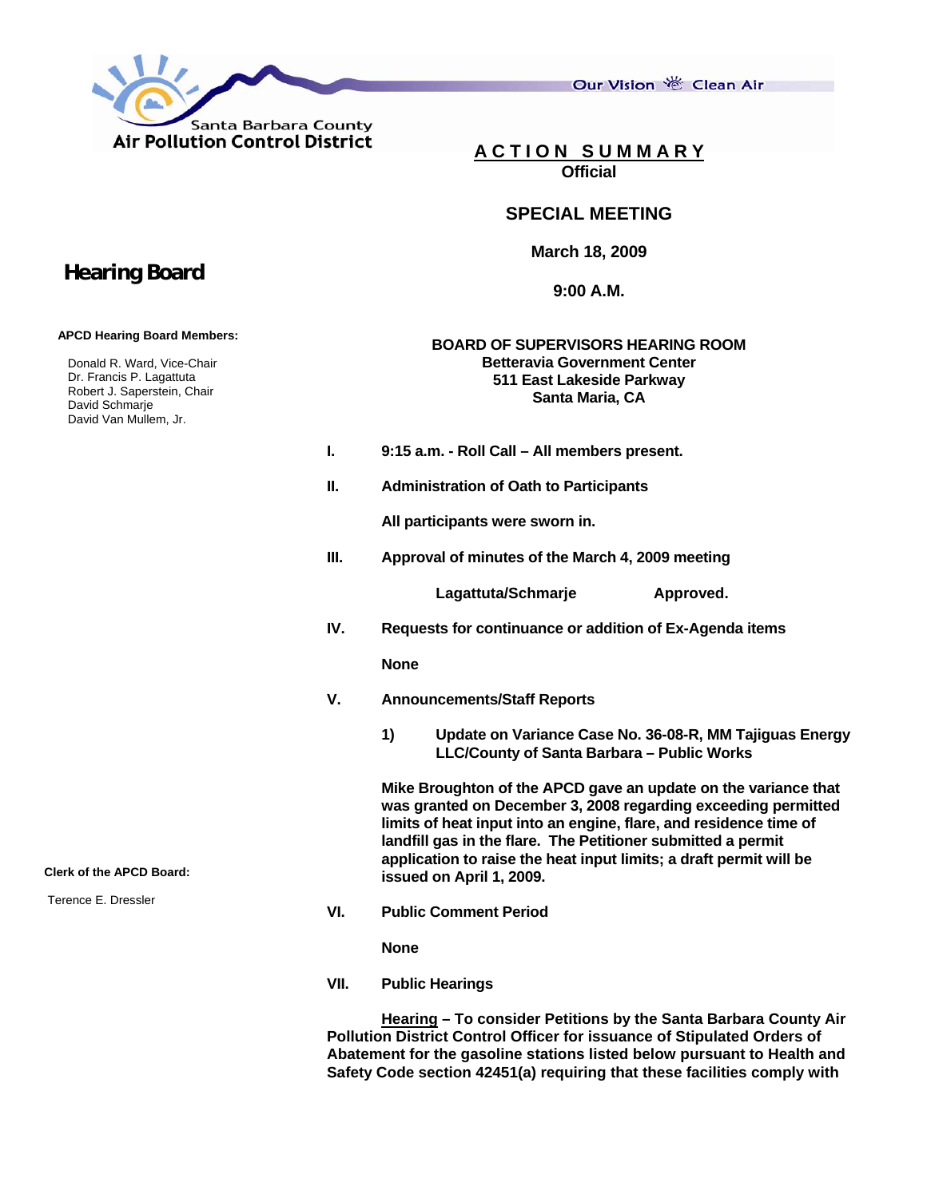Santa Barbara County
**Air Pollution Control District**

Our Vision Clean Air

# ACTION SUMMARY
**Official**

## SPECIAL MEETING

**March 18, 2009**

**9:00 A.M.**

## Hearing Board

**APCD Hearing Board Members:**

Donald R. Ward, Vice-Chair
Dr. Francis P. Lagattuta
Robert J. Saperstein, Chair
David Schmarje
David Van Mullem, Jr.

**Clerk of the APCD Board:**

Terence E. Dressler

**BOARD OF SUPERVISORS HEARING ROOM**
**Betteravia Government Center**
**511 East Lakeside Parkway**
**Santa Maria, CA**

**I. 9:15 a.m. - Roll Call – All members present.**

**II. Administration of Oath to Participants**

**All participants were sworn in.**

**III. Approval of minutes of the March 4, 2009 meeting**

**Lagattuta/Schmarje Approved.**

**IV. Requests for continuance or addition of Ex-Agenda items**

**None**

**V. Announcements/Staff Reports**

**1) Update on Variance Case No. 36-08-R, MM Tajiguas Energy LLC/County of Santa Barbara – Public Works**

**Mike Broughton of the APCD gave an update on the variance that was granted on December 3, 2008 regarding exceeding permitted limits of heat input into an engine, flare, and residence time of landfill gas in the flare. The Petitioner submitted a permit application to raise the heat input limits; a draft permit will be issued on April 1, 2009.**

**VI. Public Comment Period**

**None**

**VII. Public Hearings**

**<u>Hearing</u> – To consider Petitions by the Santa Barbara County Air Pollution District Control Officer for issuance of Stipulated Orders of Abatement for the gasoline stations listed below pursuant to Health and Safety Code section 42451(a) requiring that these facilities comply with**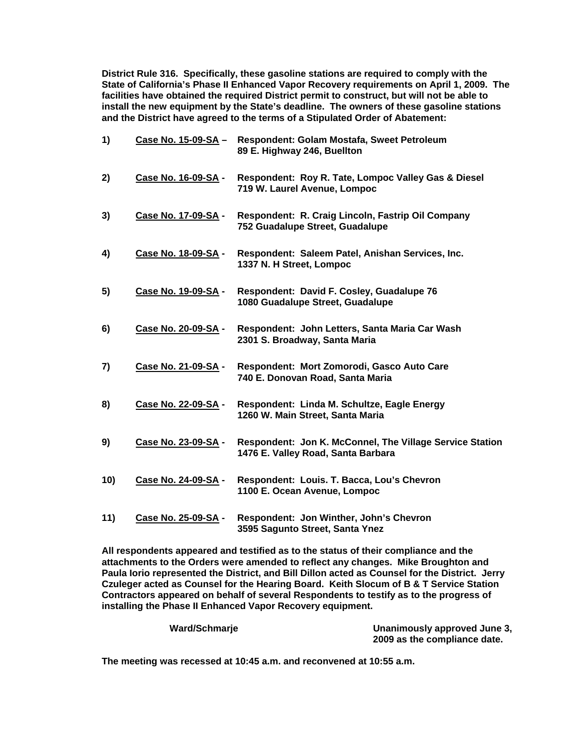**District Rule 316. Specifically, these gasoline stations are required to comply with the State of California's Phase II Enhanced Vapor Recovery requirements on April 1, 2009. The facilities have obtained the required District permit to construct, but will not be able to install the new equipment by the State's deadline. The owners of these gasoline stations and the District have agreed to the terms of a Stipulated Order of Abatement:**

**1)** **<u>Case No. 15-09-SA</u> – Respondent: Golam Mostafa, Sweet Petroleum**
**89 E. Highway 246, Buellton**

**2)** **<u>Case No. 16-09-SA</u> - Respondent: Roy R. Tate, Lompoc Valley Gas & Diesel**
**719 W. Laurel Avenue, Lompoc**

**3)** **<u>Case No. 17-09-SA</u> - Respondent: R. Craig Lincoln, Fastrip Oil Company**
**752 Guadalupe Street, Guadalupe**

**4)** **<u>Case No. 18-09-SA</u> - Respondent: Saleem Patel, Anishan Services, Inc.**
**1337 N. H Street, Lompoc**

**5)** **<u>Case No. 19-09-SA</u> - Respondent: David F. Cosley, Guadalupe 76**
**1080 Guadalupe Street, Guadalupe**

**6)** **<u>Case No. 20-09-SA</u> - Respondent: John Letters, Santa Maria Car Wash**
**2301 S. Broadway, Santa Maria**

**7)** **<u>Case No. 21-09-SA</u> - Respondent: Mort Zomorodi, Gasco Auto Care**
**740 E. Donovan Road, Santa Maria**

**8)** **<u>Case No. 22-09-SA</u> - Respondent: Linda M. Schultze, Eagle Energy**
**1260 W. Main Street, Santa Maria**

**9)** **<u>Case No. 23-09-SA</u> - Respondent: Jon K. McConnel, The Village Service Station**
**1476 E. Valley Road, Santa Barbara**

**10)** **<u>Case No. 24-09-SA</u> - Respondent: Louis. T. Bacca, Lou's Chevron**
**1100 E. Ocean Avenue, Lompoc**

**11)** **<u>Case No. 25-09-SA</u> - Respondent: Jon Winther, John's Chevron**
**3595 Sagunto Street, Santa Ynez**

**All respondents appeared and testified as to the status of their compliance and the attachments to the Orders were amended to reflect any changes. Mike Broughton and Paula Iorio represented the District, and Bill Dillon acted as Counsel for the District. Jerry Czuleger acted as Counsel for the Hearing Board. Keith Slocum of B & T Service Station Contractors appeared on behalf of several Respondents to testify as to the progress of installing the Phase II Enhanced Vapor Recovery equipment.**

**Ward/Schmarje** **Unanimously approved June 3, 2009 as the compliance date.**

**The meeting was recessed at 10:45 a.m. and reconvened at 10:55 a.m.**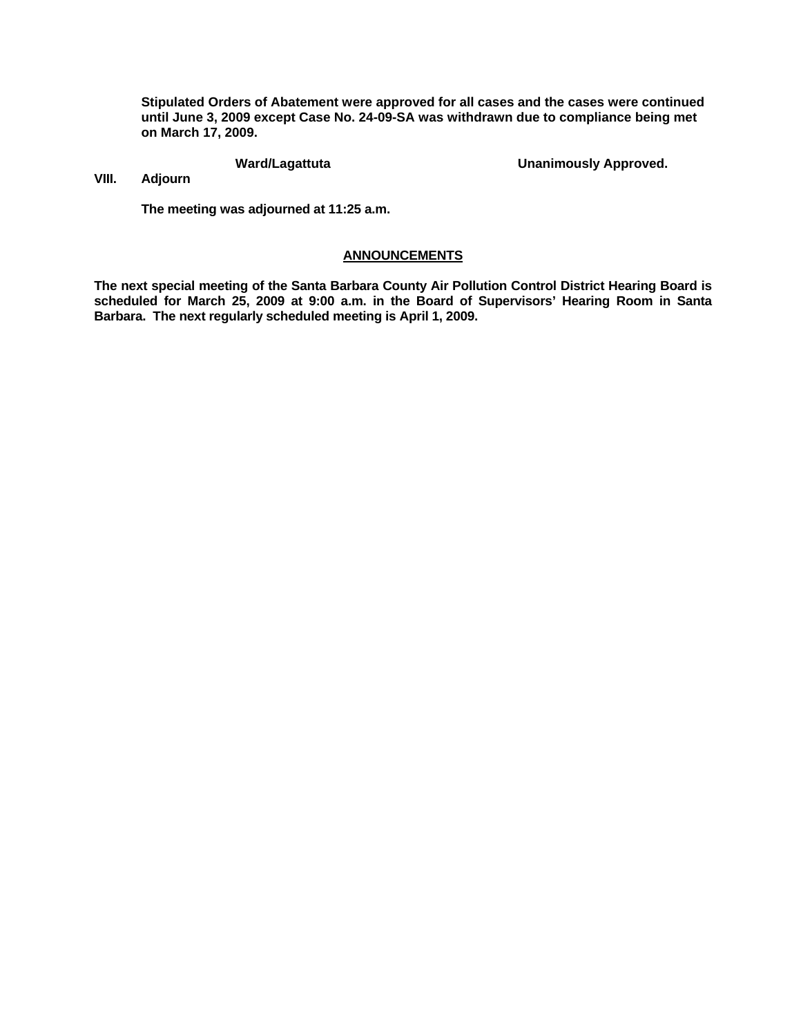**Stipulated Orders of Abatement were approved for all cases and the cases were continued until June 3, 2009 except Case No. 24-09-SA was withdrawn due to compliance being met on March 17, 2009.**

**Ward/Lagattuta** **Unanimously Approved.**

**VIII. Adjourn**

**The meeting was adjourned at 11:25 a.m.**

## ANNOUNCEMENTS

**The next special meeting of the Santa Barbara County Air Pollution Control District Hearing Board is scheduled for March 25, 2009 at 9:00 a.m. in the Board of Supervisors' Hearing Room in Santa Barbara. The next regularly scheduled meeting is April 1, 2009.**